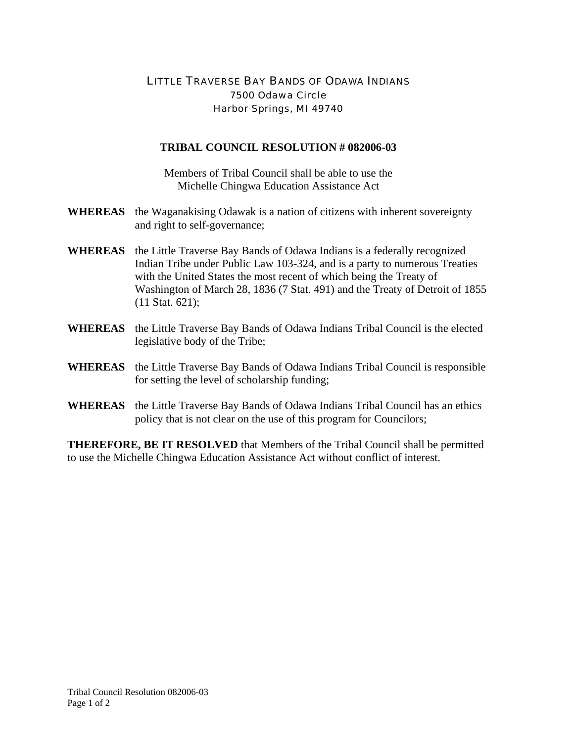LITTLE TRAVERSE BAY BANDS OF ODAWA INDIANS
7500 Odawa Circle
Harbor Springs, MI 49740

# TRIBAL COUNCIL RESOLUTION # 082006-03

Members of Tribal Council shall be able to use the
Michelle Chingwa Education Assistance Act

**WHEREAS** the Waganakising Odawak is a nation of citizens with inherent sovereignty and right to self-governance;

**WHEREAS** the Little Traverse Bay Bands of Odawa Indians is a federally recognized Indian Tribe under Public Law 103-324, and is a party to numerous Treaties with the United States the most recent of which being the Treaty of Washington of March 28, 1836 (7 Stat. 491) and the Treaty of Detroit of 1855 (11 Stat. 621);

**WHEREAS** the Little Traverse Bay Bands of Odawa Indians Tribal Council is the elected legislative body of the Tribe;

**WHEREAS** the Little Traverse Bay Bands of Odawa Indians Tribal Council is responsible for setting the level of scholarship funding;

**WHEREAS** the Little Traverse Bay Bands of Odawa Indians Tribal Council has an ethics policy that is not clear on the use of this program for Councilors;

**THEREFORE, BE IT RESOLVED** that Members of the Tribal Council shall be permitted to use the Michelle Chingwa Education Assistance Act without conflict of interest.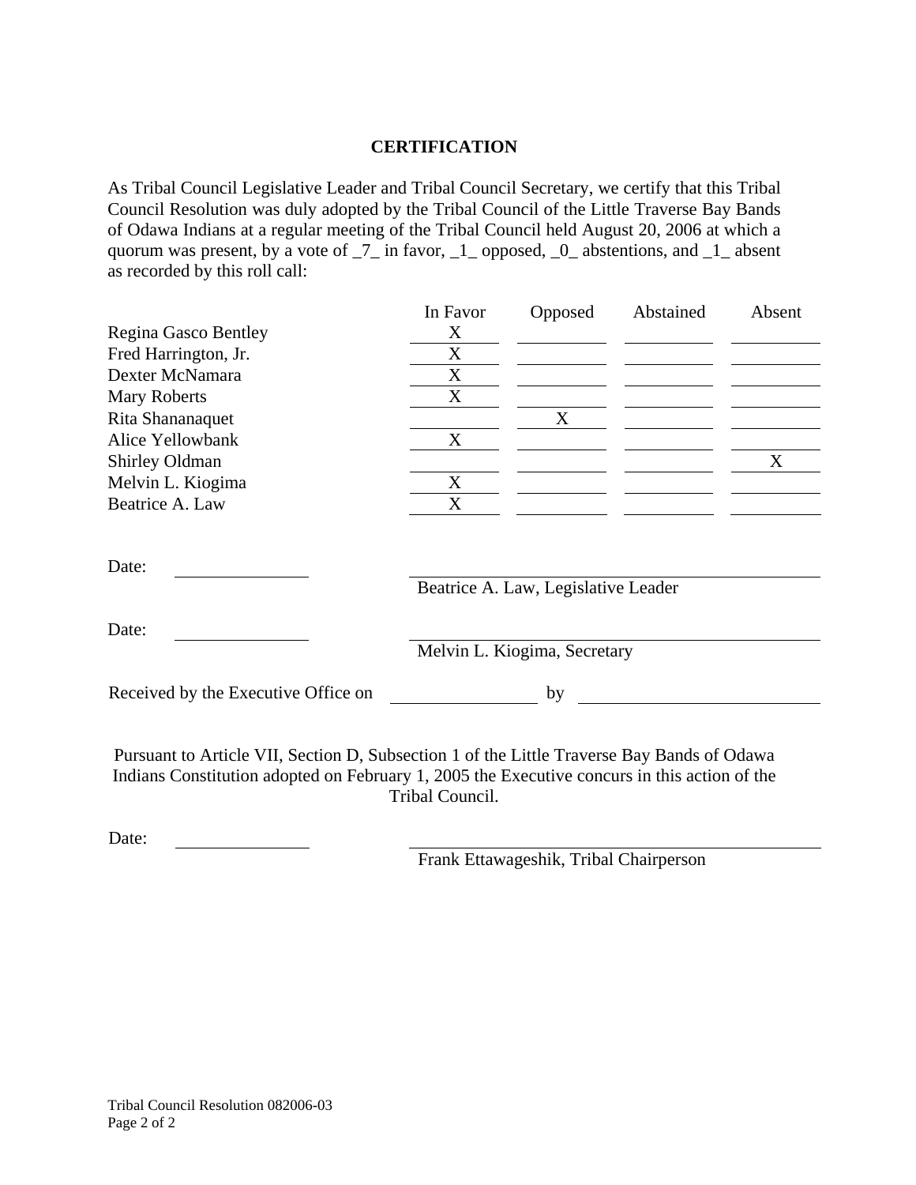## CERTIFICATION

As Tribal Council Legislative Leader and Tribal Council Secretary, we certify that this Tribal Council Resolution was duly adopted by the Tribal Council of the Little Traverse Bay Bands of Odawa Indians at a regular meeting of the Tribal Council held August 20, 2006 at which a quorum was present, by a vote of _7_ in favor, _1_ opposed, _0_ abstentions, and _1_ absent as recorded by this roll call:

| | In Favor | Opposed | Abstained | Absent |
|---|---|---|---|---|
| Regina Gasco Bentley | X | | | |
| Fred Harrington, Jr. | X | | | |
| Dexter McNamara | X | | | |
| Mary Roberts | X | | | |
| Rita Shananaquet | | X | | |
| Alice Yellowbank | X | | | |
| Shirley Oldman | | | | X |
| Melvin L. Kiogima | X | | | |
| Beatrice A. Law | X | | | |

Date: ______________ ______________________________
Beatrice A. Law, Legislative Leader

Date: ______________ ______________________________
Melvin L. Kiogima, Secretary

Received by the Executive Office on ______________ by ______________________

Pursuant to Article VII, Section D, Subsection 1 of the Little Traverse Bay Bands of Odawa Indians Constitution adopted on February 1, 2005 the Executive concurs in this action of the Tribal Council.

Date: ______________ ______________________________
Frank Ettawageshik, Tribal Chairperson

Tribal Council Resolution 082006-03